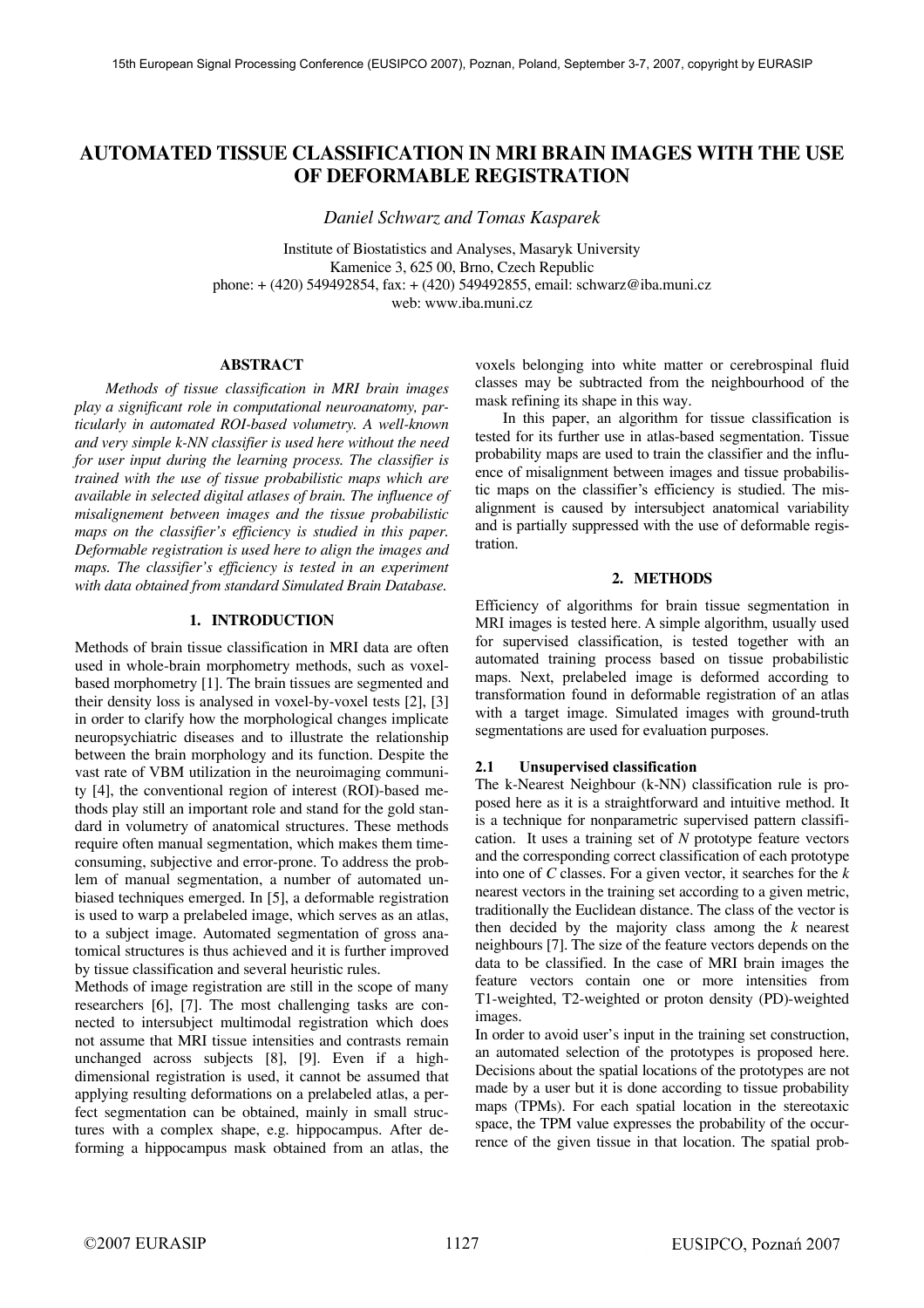# AUTOMATED TISSUE CLASSIFICATION IN MRI BRAIN IMAGES WITH THE USE OF DEFORMABLE REGISTRATION

*Daniel Schwarz and Tomas Kasparek*

Institute of Biostatistics and Analyses, Masaryk University
Kamenice 3, 625 00, Brno, Czech Republic
phone: + (420) 549492854, fax: + (420) 549492855, email: schwarz@iba.muni.cz
web: www.iba.muni.cz

## ABSTRACT

*Methods of tissue classification in MRI brain images play a significant role in computational neuroanatomy, particularly in automated ROI-based volumetry. A well-known and very simple k-NN classifier is used here without the need for user input during the learning process. The classifier is trained with the use of tissue probabilistic maps which are available in selected digital atlases of brain. The influence of misalignement between images and the tissue probabilistic maps on the classifier's efficiency is studied in this paper. Deformable registration is used here to align the images and maps. The classifier's efficiency is tested in an experiment with data obtained from standard Simulated Brain Database.*

## 1. INTRODUCTION

Methods of brain tissue classification in MRI data are often used in whole-brain morphometry methods, such as voxel-based morphometry [1]. The brain tissues are segmented and their density loss is analysed in voxel-by-voxel tests [2], [3] in order to clarify how the morphological changes implicate neuropsychiatric diseases and to illustrate the relationship between the brain morphology and its function. Despite the vast rate of VBM utilization in the neuroimaging community [4], the conventional region of interest (ROI)-based methods play still an important role and stand for the gold standard in volumetry of anatomical structures. These methods require often manual segmentation, which makes them time-consuming, subjective and error-prone. To address the problem of manual segmentation, a number of automated unbiased techniques emerged. In [5], a deformable registration is used to warp a prelabeled image, which serves as an atlas, to a subject image. Automated segmentation of gross anatomical structures is thus achieved and it is further improved by tissue classification and several heuristic rules.

Methods of image registration are still in the scope of many researchers [6], [7]. The most challenging tasks are connected to intersubject multimodal registration which does not assume that MRI tissue intensities and contrasts remain unchanged across subjects [8], [9]. Even if a high-dimensional registration is used, it cannot be assumed that applying resulting deformations on a prelabeled atlas, a perfect segmentation can be obtained, mainly in small structures with a complex shape, e.g. hippocampus. After deforming a hippocampus mask obtained from an atlas, the voxels belonging into white matter or cerebrospinal fluid classes may be subtracted from the neighbourhood of the mask refining its shape in this way.

In this paper, an algorithm for tissue classification is tested for its further use in atlas-based segmentation. Tissue probability maps are used to train the classifier and the influence of misalignment between images and tissue probabilistic maps on the classifier's efficiency is studied. The misalignment is caused by intersubject anatomical variability and is partially suppressed with the use of deformable registration.

## 2. METHODS

Efficiency of algorithms for brain tissue segmentation in MRI images is tested here. A simple algorithm, usually used for supervised classification, is tested together with an automated training process based on tissue probabilistic maps. Next, prelabeled image is deformed according to transformation found in deformable registration of an atlas with a target image. Simulated images with ground-truth segmentations are used for evaluation purposes.

### 2.1 Unsupervised classification

The k-Nearest Neighbour (k-NN) classification rule is proposed here as it is a straightforward and intuitive method. It is a technique for nonparametric supervised pattern classification. It uses a training set of $N$ prototype feature vectors and the corresponding correct classification of each prototype into one of $C$ classes. For a given vector, it searches for the $k$ nearest vectors in the training set according to a given metric, traditionally the Euclidean distance. The class of the vector is then decided by the majority class among the $k$ nearest neighbours [7]. The size of the feature vectors depends on the data to be classified. In the case of MRI brain images the feature vectors contain one or more intensities from T1-weighted, T2-weighted or proton density (PD)-weighted images.

In order to avoid user's input in the training set construction, an automated selection of the prototypes is proposed here. Decisions about the spatial locations of the prototypes are not made by a user but it is done according to tissue probability maps (TPMs). For each spatial location in the stereotaxic space, the TPM value expresses the probability of the occurrence of the given tissue in that location. The spatial prob-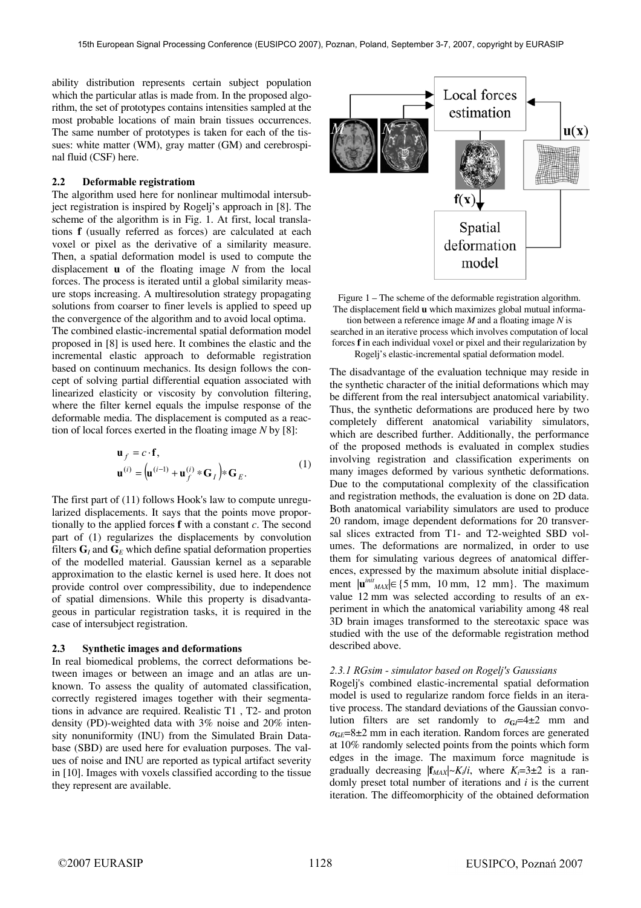ability distribution represents certain subject population which the particular atlas is made from. In the proposed algorithm, the set of prototypes contains intensities sampled at the most probable locations of main brain tissues occurrences. The same number of prototypes is taken for each of the tissues: white matter (WM), gray matter (GM) and cerebrospinal fluid (CSF) here.

### 2.2 Deformable registratiom

The algorithm used here for nonlinear multimodal intersubject registration is inspired by Rogelj's approach in [8]. The scheme of the algorithm is in Fig. 1. At first, local translations **f** (usually referred as forces) are calculated at each voxel or pixel as the derivative of a similarity measure. Then, a spatial deformation model is used to compute the displacement **u** of the floating image $N$ from the local forces. The process is iterated until a global similarity measure stops increasing. A multiresolution strategy propagating solutions from coarser to finer levels is applied to speed up the convergence of the algorithm and to avoid local optima.

The combined elastic-incremental spatial deformation model proposed in [8] is used here. It combines the elastic and the incremental elastic approach to deformable registration based on continuum mechanics. Its design follows the concept of solving partial differential equation associated with linearized elasticity or viscosity by convolution filtering, where the filter kernel equals the impulse response of the deformable media. The displacement is computed as a reaction of local forces exerted in the floating image $N$ by [8]:

$$\mathbf{u}_f = c \cdot \mathbf{f},$$
$$\mathbf{u}^{(i)} = \left(\mathbf{u}^{(i-1)} + \mathbf{u}_f^{(i)} * \mathbf{G}_I\right) * \mathbf{G}_E. \quad (1)$$

The first part of (11) follows Hook's law to compute unregularized displacements. It says that the points move proportionally to the applied forces **f** with a constant $c$. The second part of (1) regularizes the displacements by convolution filters $\mathbf{G}_I$ and $\mathbf{G}_E$ which define spatial deformation properties of the modelled material. Gaussian kernel as a separable approximation to the elastic kernel is used here. It does not provide control over compressibility, due to independence of spatial dimensions. While this property is disadvantageous in particular registration tasks, it is required in the case of intersubject registration.

### 2.3 Synthetic images and deformations

In real biomedical problems, the correct deformations between images or between an image and an atlas are unknown. To assess the quality of automated classification, correctly registered images together with their segmentations in advance are required. Realistic T1 , T2- and proton density (PD)-weighted data with 3% noise and 20% intensity nonuniformity (INU) from the Simulated Brain Database (SBD) are used here for evaluation purposes. The values of noise and INU are reported as typical artifact severity in [10]. Images with voxels classified according to the tissue they represent are available.

Figure 1 – The scheme of the deformable registration algorithm. The global field **u** which maximizes global mutual information between a reference image $M$ and a floating image $N$ is searched in an iterative process which involves computation of local forces **f** in each individual voxel or pixel and their regularization by Rogelj's elastic-incremental spatial deformation model.

The disadvantage of the evaluation technique may reside in the synthetic character of the initial deformations which may be different from the real intersubject anatomical variability. Thus, the synthetic deformations are produced here by two completely different anatomical variability simulators, which are described further. Additionally, the performance of the proposed methods is evaluated in complex studies involving registration and classification experiments on many images deformed by various synthetic deformations. Due to the computational complexity of the classification and registration methods, the evaluation is done on 2D data. Both anatomical variability simulators are used to produce 20 random, image dependent deformations for 20 transversal slices extracted from T1- and T2-weighted SBD volumes. The deformations are normalized, in order to use them for simulating various degrees of anatomical differences, expressed by the maximum absolute initial displacement $|\mathbf{u}^{init}_{MAX}| \in \{5\text{ mm}, 10\text{ mm}, 12\text{ mm}\}$. The maximum value 12 mm was selected according to results of an experiment in which the anatomical variability among 48 real 3D brain images transformed to the stereotaxic space was studied with the use of the deformable registration method described above.

#### *2.3.1 RGsim - simulator based on Rogelj's Gaussians*

Rogelj's combined elastic-incremental spatial deformation model is used to regularize random force fields in an iterative process. The standard deviations of the Gaussian convolution filters are set randomly to $\sigma_{GI}$=4±2 mm and $\sigma_{GE}$=8±2 mm in each iteration. Random forces are generated at 10% randomly selected points from the points which form edges in the image. The maximum force magnitude is gradually decreasing $|\mathbf{f}_{MAX}| \sim K_i/i$, where $K_i$=3±2 is a randomly preset total number of iterations and $i$ is the current iteration. The diffeomorphicity of the obtained deformation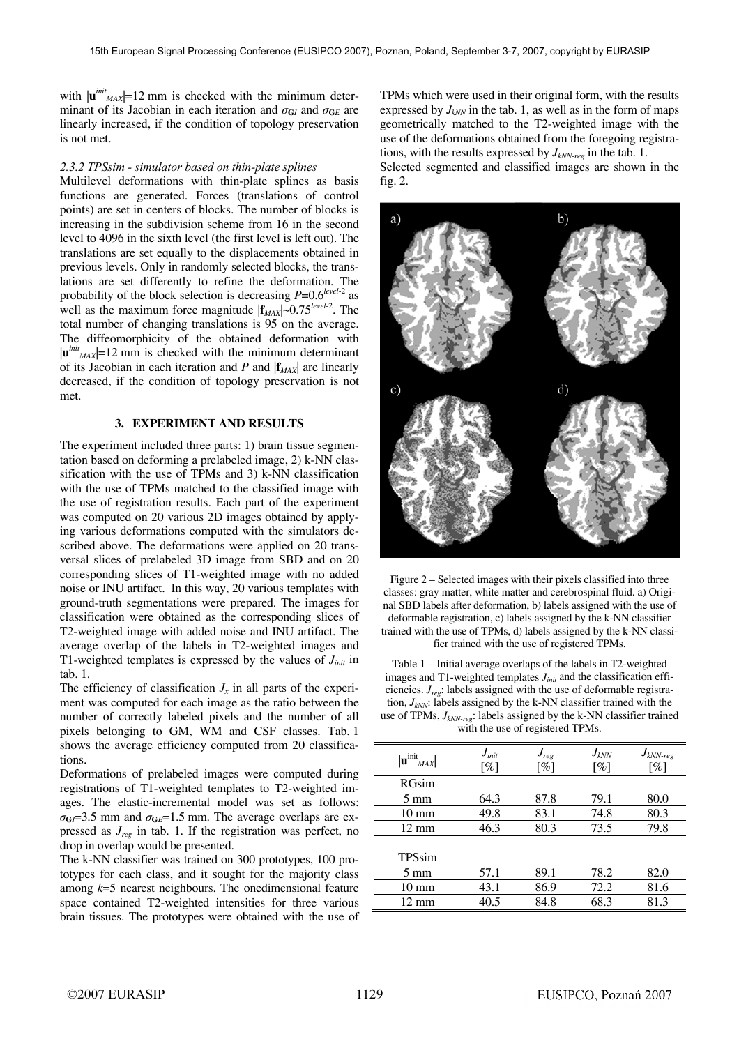with $|\mathbf{u}^{init}_{MAX}|$=12 mm is checked with the minimum determinant of its Jacobian in each iteration and $\sigma_{GI}$ and $\sigma_{GE}$ are linearly increased, if the condition of topology preservation is not met.

*2.3.2 TPSsim - simulator based on thin-plate splines*

Multilevel deformations with thin-plate splines as basis functions are generated. Forces (translations of control points) are set in centers of blocks. The number of blocks is increasing in the subdivision scheme from 16 in the second level to 4096 in the sixth level (the first level is left out). The translations are set equally to the displacements obtained in previous levels. Only in randomly selected blocks, the translations are set differently to refine the deformation. The probability of the block selection is decreasing $P$=$0.6^{level-2}$ as well as the maximum force magnitude $|\mathbf{f}_{MAX}|$~$0.75^{level-2}$. The total number of changing translations is 95 on the average. The diffeomorphicity of the obtained deformation with $|\mathbf{u}^{init}_{MAX}|$=12 mm is checked with the minimum determinant of its Jacobian in each iteration and $P$ and $|\mathbf{f}_{MAX}|$ are linearly decreased, if the condition of topology preservation is not met.

## 3. EXPERIMENT AND RESULTS

The experiment included three parts: 1) brain tissue segmentation based on deforming a prelabeled image, 2) k-NN classification with the use of TPMs and 3) k-NN classification with the use of TPMs matched to the classified image with the use of registration results. Each part of the experiment was computed on 20 various 2D images obtained by applying various deformations computed with the simulators described above. The deformations were applied on 20 transversal slices of prelabeled 3D image from SBD and on 20 corresponding slices of T1-weighted image with no added noise or INU artifact. In this way, 20 various templates with ground-truth segmentations were prepared. The images for classification were obtained as the corresponding slices of T2-weighted image with added noise and INU artifact. The average overlap of the labels in T2-weighted images and T1-weighted templates is expressed by the values of $J_{init}$ in tab. 1.

The efficiency of classification $J_x$ in all parts of the experiment was computed for each image as the ratio between the number of correctly labeled pixels and the number of all pixels belonging to GM, WM and CSF classes. Tab. 1 shows the average efficiency computed from 20 classifications.

Deformations of prelabeled images were computed during registrations of T1-weighted templates to T2-weighted images. The elastic-incremental model was set as follows: $\sigma_{GI}$=3.5 mm and $\sigma_{GE}$=1.5 mm. The average overlaps are expressed as $J_{reg}$ in tab. 1. If the registration was perfect, no drop in overlap would be presented.

The k-NN classifier was trained on 300 prototypes, 100 prototypes for each class, and it sought for the majority class among $k$=5 nearest neighbours. The onedimensional feature space contained T2-weighted intensities for three various brain tissues. The prototypes were obtained with the use of TPMs which were used in their original form, with the results expressed by $J_{kNN}$ in the tab. 1, as well as in the form of maps geometrically matched to the T2-weighted image with the use of the deformations obtained from the foregoing registrations, with the results expressed by $J_{kNN\text{-}reg}$ in the tab. 1.

Selected segmented and classified images are shown in the fig. 2.

Figure 2 – Selected images with their pixels classified into three classes: gray matter, white matter and cerebrospinal fluid. a) Original SBD labels after deformation, b) labels assigned with the use of deformable registration, c) labels assigned by the k-NN classifier trained with the use of TPMs, d) labels assigned by the k-NN classifier trained with the use of registered TPMs.

Table 1 – Initial average overlaps of the labels in T2-weighted images and T1-weighted templates $J_{init}$ and the classification efficiencies. $J_{reg}$: labels assigned with the use of deformable registration, $J_{kNN}$: labels assigned by the k-NN classifier trained with the use of TPMs, $J_{kNN\text{-}reg}$: labels assigned by the k-NN classifier trained with the use of registered TPMs.

| $\lvert\mathbf{u}^{init}_{MAX}\rvert$ | $J_{init}$ [%] | $J_{reg}$ [%] | $J_{kNN}$ [%] | $J_{kNN\text{-}reg}$ [%] |
|---|---|---|---|---|
| RGsim | | | | |
| 5 mm | 64.3 | 87.8 | 79.1 | 80.0 |
| 10 mm | 49.8 | 83.1 | 74.8 | 80.3 |
| 12 mm | 46.3 | 80.3 | 73.5 | 79.8 |
| TPSsim | | | | |
| 5 mm | 57.1 | 89.1 | 78.2 | 82.0 |
| 10 mm | 43.1 | 86.9 | 72.2 | 81.6 |
| 12 mm | 40.5 | 84.8 | 68.3 | 81.3 |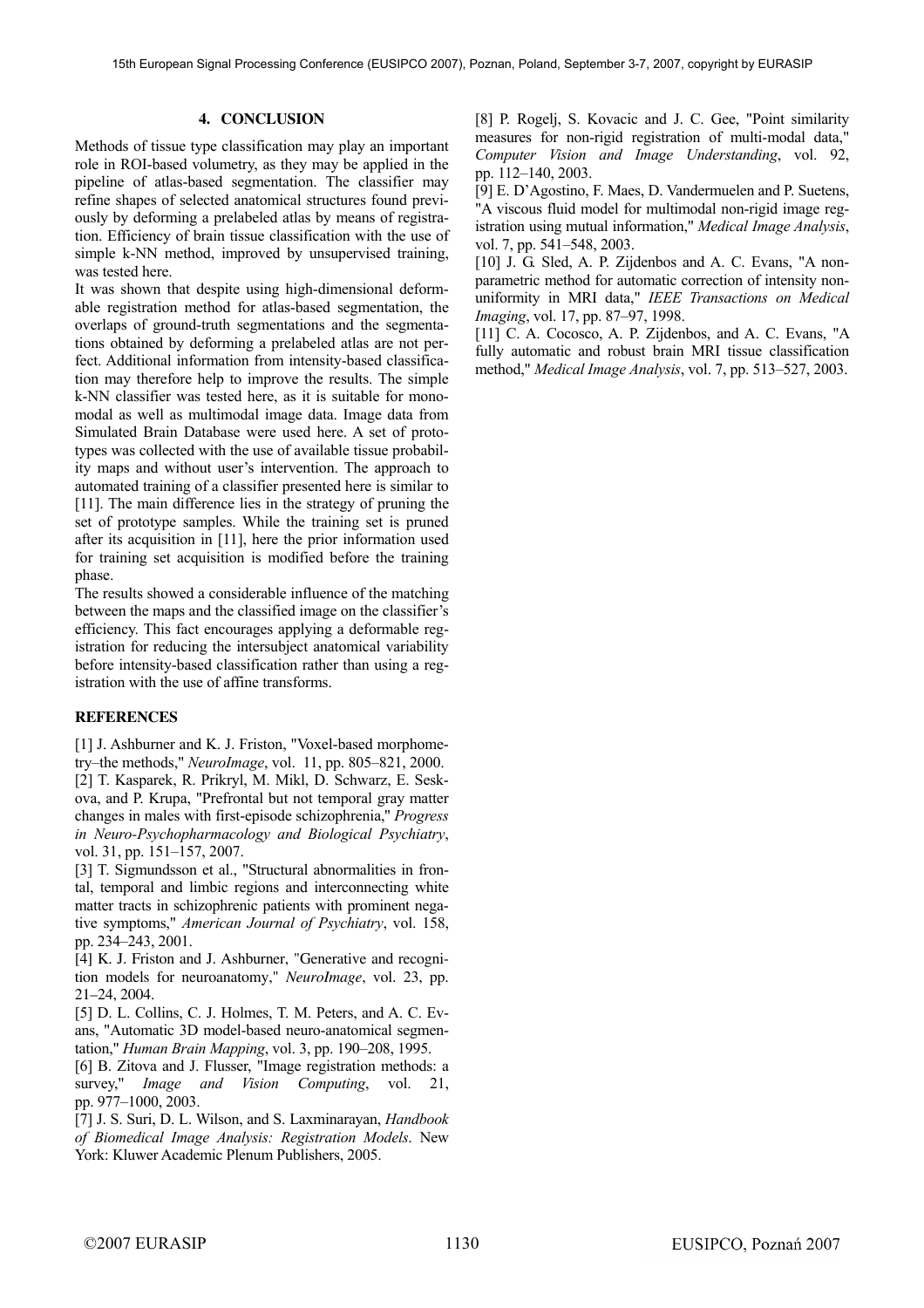## 4. CONCLUSION

Methods of tissue type classification may play an important role in ROI-based volumetry, as they may be applied in the pipeline of atlas-based segmentation. The classifier may refine shapes of selected anatomical structures found previously by deforming a prelabeled atlas by means of registration. Efficiency of brain tissue classification with the use of simple k-NN method, improved by unsupervised training, was tested here.

It was shown that despite using high-dimensional deformable registration method for atlas-based segmentation, the overlaps of ground-truth segmentations and the segmentations obtained by deforming a prelabeled atlas are not perfect. Additional information from intensity-based classification may therefore help to improve the results. The simple k-NN classifier was tested here, as it is suitable for monomodal as well as multimodal image data. Image data from Simulated Brain Database were used here. A set of prototypes was collected with the use of available tissue probability maps and without user's intervention. The approach to automated training of a classifier presented here is similar to [11]. The main difference lies in the strategy of pruning the set of prototype samples. While the training set is pruned after its acquisition in [11], here the prior information used for training set acquisition is modified before the training phase.

The results showed a considerable influence of the matching between the maps and the classified image on the classifier's efficiency. This fact encourages applying a deformable registration for reducing the intersubject anatomical variability before intensity-based classification rather than using a registration with the use of affine transforms.

## REFERENCES

[1] J. Ashburner and K. J. Friston, "Voxel-based morphometry–the methods," *NeuroImage*, vol. 11, pp. 805–821, 2000.

[2] T. Kasparek, R. Prikryl, M. Mikl, D. Schwarz, E. Seskova, and P. Krupa, "Prefrontal but not temporal gray matter changes in males with first-episode schizophrenia," *Progress in Neuro-Psychopharmacology and Biological Psychiatry*, vol. 31, pp. 151–157, 2007.

[3] T. Sigmundsson et al., "Structural abnormalities in frontal, temporal and limbic regions and interconnecting white matter tracts in schizophrenic patients with prominent negative symptoms," *American Journal of Psychiatry*, vol. 158, pp. 234–243, 2001.

[4] K. J. Friston and J. Ashburner, "Generative and recognition models for neuroanatomy," *NeuroImage*, vol. 23, pp. 21–24, 2004.

[5] D. L. Collins, C. J. Holmes, T. M. Peters, and A. C. Evans, "Automatic 3D model-based neuro-anatomical segmentation," *Human Brain Mapping*, vol. 3, pp. 190–208, 1995.

[6] B. Zitova and J. Flusser, "Image registration methods: a survey," *Image and Vision Computing*, vol. 21, pp. 977–1000, 2003.

[7] J. S. Suri, D. L. Wilson, and S. Laxminarayan, *Handbook of Biomedical Image Analysis: Registration Models*. New York: Kluwer Academic Plenum Publishers, 2005.

[8] P. Rogelj, S. Kovacic and J. C. Gee, "Point similarity measures for non-rigid registration of multi-modal data," *Computer Vision and Image Understanding*, vol. 92, pp. 112–140, 2003.

[9] E. D'Agostino, F. Maes, D. Vandermuelen and P. Suetens, "A viscous fluid model for multimodal non-rigid image registration using mutual information," *Medical Image Analysis*, vol. 7, pp. 541–548, 2003.

[10] J. G. Sled, A. P. Zijdenbos and A. C. Evans, "A nonparametric method for automatic correction of intensity nonuniformity in MRI data," *IEEE Transactions on Medical Imaging*, vol. 17, pp. 87–97, 1998.

[11] C. A. Cocosco, A. P. Zijdenbos, and A. C. Evans, "A fully automatic and robust brain MRI tissue classification method," *Medical Image Analysis*, vol. 7, pp. 513–527, 2003.